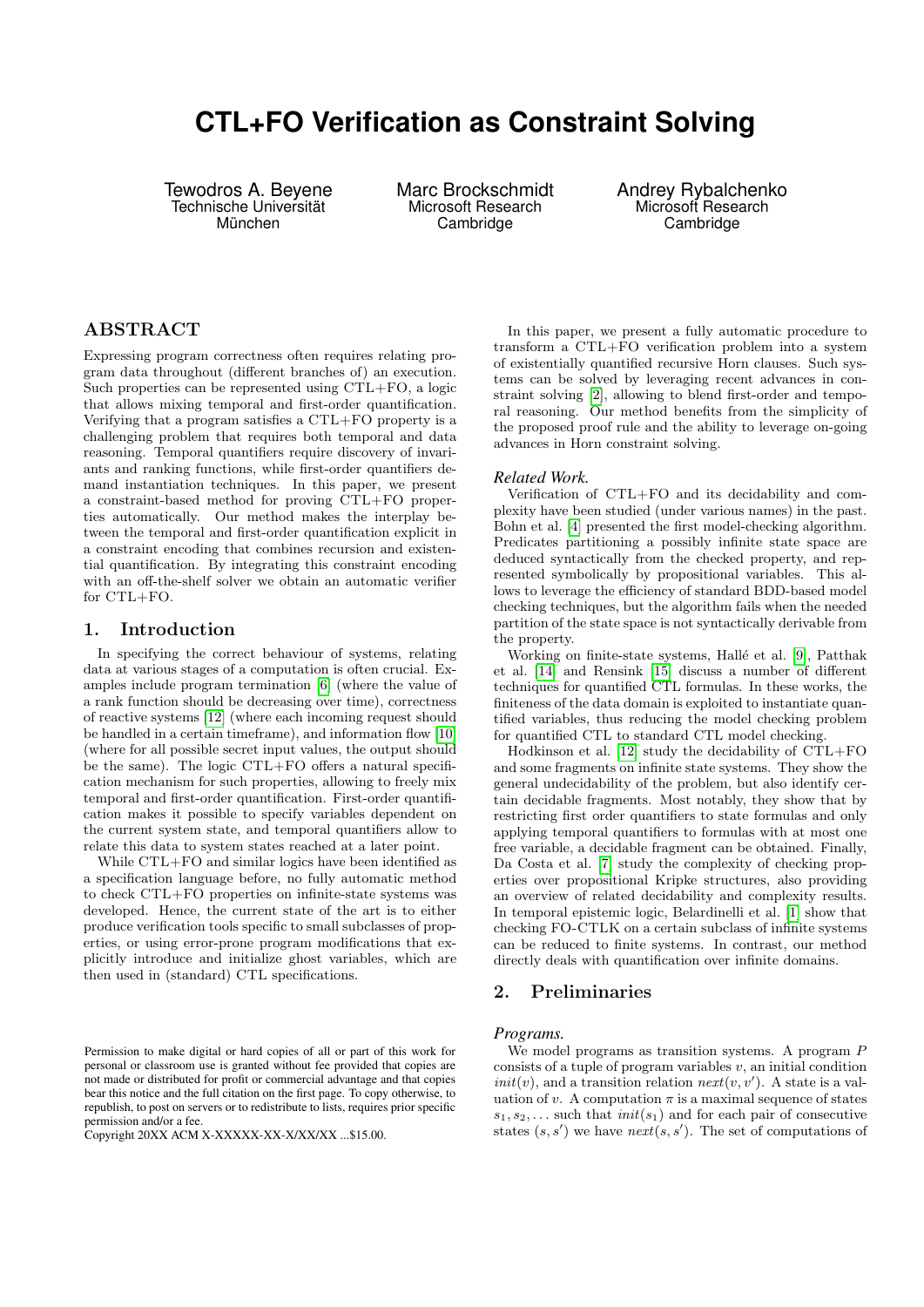# CTL+FO Verification as Constraint Solving

Tewodros A. Beyene
Technische Universität München

Marc Brockschmidt
Microsoft Research Cambridge

Andrey Rybalchenko
Microsoft Research Cambridge

## ABSTRACT

Expressing program correctness often requires relating program data throughout (different branches of) an execution. Such properties can be represented using CTL+FO, a logic that allows mixing temporal and first-order quantification. Verifying that a program satisfies a CTL+FO property is a challenging problem that requires both temporal and data reasoning. Temporal quantifiers require discovery of invariants and ranking functions, while first-order quantifiers demand instantiation techniques. In this paper, we present a constraint-based method for proving CTL+FO properties automatically. Our method makes the interplay between the temporal and first-order quantification explicit in a constraint encoding that combines recursion and existential quantification. By integrating this constraint encoding with an off-the-shelf solver we obtain an automatic verifier for CTL+FO.

## 1. Introduction

In specifying the correct behaviour of systems, relating data at various stages of a computation is often crucial. Examples include program termination [6] (where the value of a rank function should be decreasing over time), correctness of reactive systems [12] (where each incoming request should be handled in a certain timeframe), and information flow [10] (where for all possible secret input values, the output should be the same). The logic CTL+FO offers a natural specification mechanism for such properties, allowing to freely mix temporal and first-order quantification. First-order quantification makes it possible to specify variables dependent on the current system state, and temporal quantifiers allow to relate this data to system states reached at a later point.

While CTL+FO and similar logics have been identified as a specification language before, no fully automatic method to check CTL+FO properties on infinite-state systems was developed. Hence, the current state of the art is to either produce verification tools specific to small subclasses of properties, or using error-prone program modifications that explicitly introduce and initialize ghost variables, which are then used in (standard) CTL specifications.

Permission to make digital or hard copies of all or part of this work for personal or classroom use is granted without fee provided that copies are not made or distributed for profit or commercial advantage and that copies bear this notice and the full citation on the first page. To copy otherwise, to republish, to post on servers or to redistribute to lists, requires prior specific permission and/or a fee.
Copyright 20XX ACM X-XXXXX-XX-X/XX/XX ...$15.00.

In this paper, we present a fully automatic procedure to transform a CTL+FO verification problem into a system of existentially quantified recursive Horn clauses. Such systems can be solved by leveraging recent advances in constraint solving [2], allowing to blend first-order and temporal reasoning. Our method benefits from the simplicity of the proposed proof rule and the ability to leverage on-going advances in Horn constraint solving.

### *Related Work.*

Verification of CTL+FO and its decidability and complexity have been studied (under various names) in the past. Bohn et al. [4] presented the first model-checking algorithm. Predicates partitioning a possibly infinite state space are deduced syntactically from the checked property, and represented symbolically by propositional variables. This allows to leverage the efficiency of standard BDD-based model checking techniques, but the algorithm fails when the needed partition of the state space is not syntactically derivable from the property.

Working on finite-state systems, Hallé et al. [9], Patthak et al. [14] and Rensink [15] discuss a number of different techniques for quantified CTL formulas. In these works, the finiteness of the data domain is exploited to instantiate quantified variables, thus reducing the model checking problem for quantified CTL to standard CTL model checking.

Hodkinson et al. [12] study the decidability of CTL+FO and some fragments on infinite state systems. They show the general undecidability of the problem, but also identify certain decidable fragments. Most notably, they show that by restricting first order quantifiers to state formulas and only applying temporal quantifiers to formulas with at most one free variable, a decidable fragment can be obtained. Finally, Da Costa et al. [7] study the complexity of checking properties over propositional Kripke structures, also providing an overview of related decidability and complexity results. In temporal epistemic logic, Belardinelli et al. [1] show that checking FO-CTLK on a certain subclass of infinite systems can be reduced to finite systems. In contrast, our method directly deals with quantification over infinite domains.

## 2. Preliminaries

### *Programs.*

We model programs as transition systems. A program $P$ consists of a tuple of program variables $v$, an initial condition $init(v)$, and a transition relation $next(v, v')$. A state is a valuation of $v$. A computation $\pi$ is a maximal sequence of states $s_1, s_2, \ldots$ such that $init(s_1)$ and for each pair of consecutive states $(s, s')$ we have $next(s, s')$. The set of computations of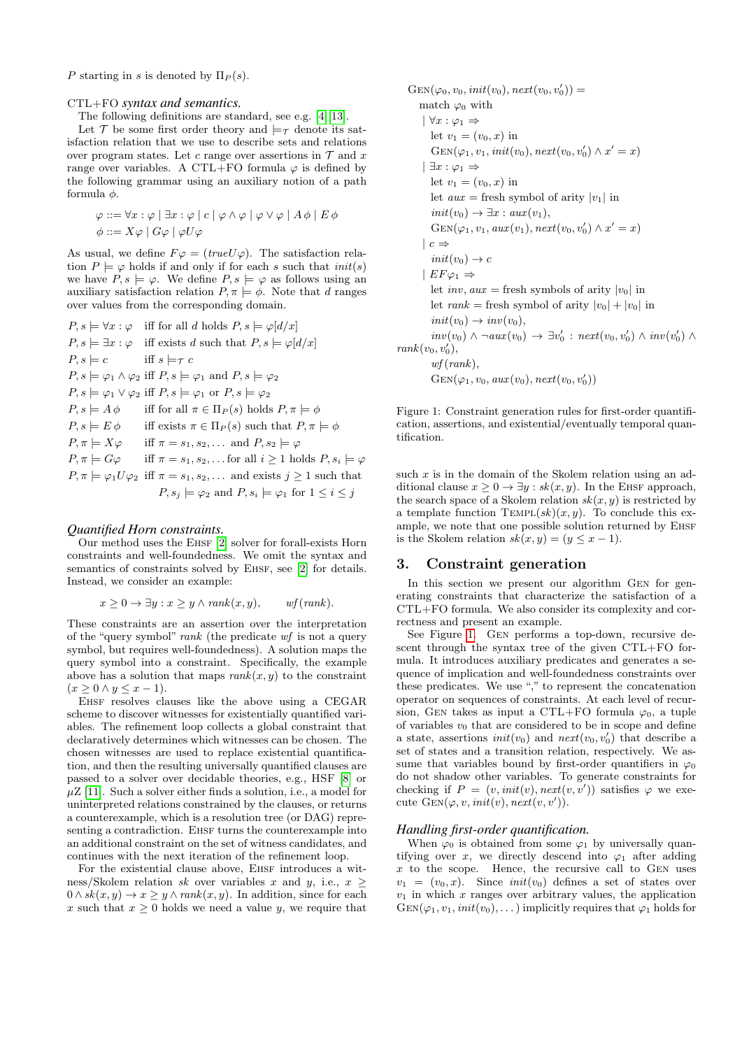$P$ starting in $s$ is denoted by $\Pi_P(s)$.

### CTL+FO *syntax and semantics.*

The following definitions are standard, see e.g. [4, 13].

Let $\mathcal{T}$ be some first order theory and $\models_\mathcal{T}$ denote its satisfaction relation that we use to describe sets and relations over program states. Let $c$ range over assertions in $\mathcal{T}$ and $x$ range over variables. A CTL+FO formula $\varphi$ is defined by the following grammar using an auxiliary notion of a path formula $\phi$.

$$\varphi ::= \forall x : \varphi \mid \exists x : \varphi \mid c \mid \varphi \wedge \varphi \mid \varphi \vee \varphi \mid A\,\phi \mid E\,\phi$$
$$\phi ::= X\varphi \mid G\varphi \mid \varphi U \varphi$$

As usual, we define $F\varphi = (\mathit{true} U \varphi)$. The satisfaction relation $P \models \varphi$ holds if and only if for each $s$ such that $\mathit{init}(s)$ we have $P, s \models \varphi$. We define $P, s \models \varphi$ as follows using an auxiliary satisfaction relation $P, \pi \models \phi$. Note that $d$ ranges over values from the corresponding domain.

$$
\begin{array}{lll}
P, s \models \forall x : \varphi & \text{iff for all } d \text{ holds } P, s \models \varphi[d/x] \\
P, s \models \exists x : \varphi & \text{iff exists } d \text{ such that } P, s \models \varphi[d/x] \\
P, s \models c & \text{iff } s \models_\mathcal{T} c \\
P, s \models \varphi_1 \wedge \varphi_2 & \text{iff } P, s \models \varphi_1 \text{ and } P, s \models \varphi_2 \\
P, s \models \varphi_1 \vee \varphi_2 & \text{iff } P, s \models \varphi_1 \text{ or } P, s \models \varphi_2 \\
P, s \models A\,\phi & \text{iff for all } \pi \in \Pi_P(s) \text{ holds } P, \pi \models \phi \\
P, s \models E\,\phi & \text{iff exists } \pi \in \Pi_P(s) \text{ such that } P, \pi \models \phi \\
P, \pi \models X\varphi & \text{iff } \pi = s_1, s_2, \dots \text{ and } P, s_2 \models \varphi \\
P, \pi \models G\varphi & \text{iff } \pi = s_1, s_2, \dots \text{ for all } i \geq 1 \text{ holds } P, s_i \models \varphi \\
P, \pi \models \varphi_1 U \varphi_2 & \text{iff } \pi = s_1, s_2, \dots \text{ and exists } j \geq 1 \text{ such that} \\
 & \quad P, s_j \models \varphi_2 \text{ and } P, s_i \models \varphi_1 \text{ for } 1 \leq i \leq j
\end{array}
$$

### *Quantified Horn constraints.*

Our method uses the EHSF [2] solver for forall-exists Horn constraints and well-foundedness. We omit the syntax and semantics of constraints solved by EHSF, see [2] for details. Instead, we consider an example:

$$x \geq 0 \rightarrow \exists y : x \geq y \wedge \mathit{rank}(x, y), \qquad \mathit{wf}(\mathit{rank}).$$

These constraints are an assertion over the interpretation of the "query symbol" *rank* (the predicate *wf* is not a query symbol, but requires well-foundedness). A solution maps the query symbol into a constraint. Specifically, the example above has a solution that maps $\mathit{rank}(x, y)$ to the constraint $(x \geq 0 \wedge y \leq x - 1)$.

EHSF resolves clauses like the above using a CEGAR scheme to discover witnesses for existentially quantified variables. The refinement loop collects a global constraint that declaratively determines which witnesses can be chosen. The chosen witnesses are used to replace existential quantification, and then the resulting universally quantified clauses are passed to a solver over decidable theories, e.g., HSF [8] or $\mu$Z [11]. Such a solver either finds a solution, i.e., a model for uninterpreted relations constrained by the clauses, or returns a counterexample, which is a resolution tree (or DAG) representing a contradiction. EHSF turns the counterexample into an additional constraint on the set of witness candidates, and continues with the next iteration of the refinement loop.

For the existential clause above, EHSF introduces a witness/Skolem relation $sk$ over variables $x$ and $y$, i.e., $x \geq 0 \wedge sk(x, y) \rightarrow x \geq y \wedge \mathit{rank}(x, y)$. In addition, since for each $x$ such that $x \geq 0$ holds we need a value $y$, we require that such $x$ is in the domain of the Skolem relation using an additional clause $x \geq 0 \rightarrow \exists y : sk(x, y)$. In the EHSF approach, the search space of a Skolem relation $sk(x, y)$ is restricted by a template function $\text{TEMPL}(sk)(x, y)$. To conclude this example, we note that one possible solution returned by EHSF is the Skolem relation $sk(x, y) = (y \leq x - 1)$.

$$
\begin{array}{l}
\text{GEN}(\varphi_0, v_0, \mathit{init}(v_0), \mathit{next}(v_0, v_0')) = \\
\quad \text{match } \varphi_0 \text{ with} \\
\quad \mid \forall x : \varphi_1 \Rightarrow \\
\qquad \text{let } v_1 = (v_0, x) \text{ in} \\
\qquad \text{GEN}(\varphi_1, v_1, \mathit{init}(v_0), \mathit{next}(v_0, v_0') \wedge x' = x) \\
\quad \mid \exists x : \varphi_1 \Rightarrow \\
\qquad \text{let } v_1 = (v_0, x) \text{ in} \\
\qquad \text{let } \mathit{aux} = \text{fresh symbol of arity } |v_1| \text{ in} \\
\qquad \mathit{init}(v_0) \rightarrow \exists x : \mathit{aux}(v_1), \\
\qquad \text{GEN}(\varphi_1, v_1, \mathit{aux}(v_1), \mathit{next}(v_0, v_0') \wedge x' = x) \\
\quad \mid c \Rightarrow \\
\qquad \mathit{init}(v_0) \rightarrow c \\
\quad \mid EF\varphi_1 \Rightarrow \\
\qquad \text{let } \mathit{inv}, \mathit{aux} = \text{fresh symbols of arity } |v_0| \text{ in} \\
\qquad \text{let } \mathit{rank} = \text{fresh symbol of arity } |v_0| + |v_0| \text{ in} \\
\qquad \mathit{init}(v_0) \rightarrow \mathit{inv}(v_0), \\
\qquad \mathit{inv}(v_0) \wedge \neg \mathit{aux}(v_0) \rightarrow \exists v_0' : \mathit{next}(v_0, v_0') \wedge \mathit{inv}(v_0') \wedge \mathit{rank}(v_0, v_0'), \\
\qquad \mathit{wf}(\mathit{rank}), \\
\qquad \text{GEN}(\varphi_1, v_0, \mathit{aux}(v_0), \mathit{next}(v_0, v_0'))
\end{array}
$$

Figure 1: Constraint generation rules for first-order quantification, assertions, and existential/eventually temporal quantification.

## 3. Constraint generation

In this section we present our algorithm GEN for generating constraints that characterize the satisfaction of a CTL+FO formula. We also consider its complexity and correctness and present an example.

See Figure 1. GEN performs a top-down, recursive descent through the syntax tree of the given CTL+FO formula. It introduces auxiliary predicates and generates a sequence of implication and well-foundedness constraints over these predicates. We use "," to represent the concatenation operator on sequences of constraints. At each level of recursion, GEN takes as input a CTL+FO formula $\varphi_0$, a tuple of variables $v_0$ that are considered to be in scope and define a state, assertions $\mathit{init}(v_0)$ and $\mathit{next}(v_0, v_0')$ that describe a set of states and a transition relation, respectively. We assume that variables bound by first-order quantifiers in $\varphi_0$ do not shadow other variables. To generate constraints for checking if $P = (v, \mathit{init}(v), \mathit{next}(v, v'))$ satisfies $\varphi$ we execute $\text{GEN}(\varphi, v, \mathit{init}(v), \mathit{next}(v, v'))$.

### *Handling first-order quantification.*

When $\varphi_0$ is obtained from some $\varphi_1$ by universally quantifying over $x$, we directly descend into $\varphi_1$ after adding $x$ to the scope. Hence, the recursive call to GEN uses $v_1 = (v_0, x)$. Since $\mathit{init}(v_0)$ defines a set of states over $v_1$ in which $x$ ranges over arbitrary values, the application $\text{GEN}(\varphi_1, v_1, \mathit{init}(v_0), \dots)$ implicitly requires that $\varphi_1$ holds for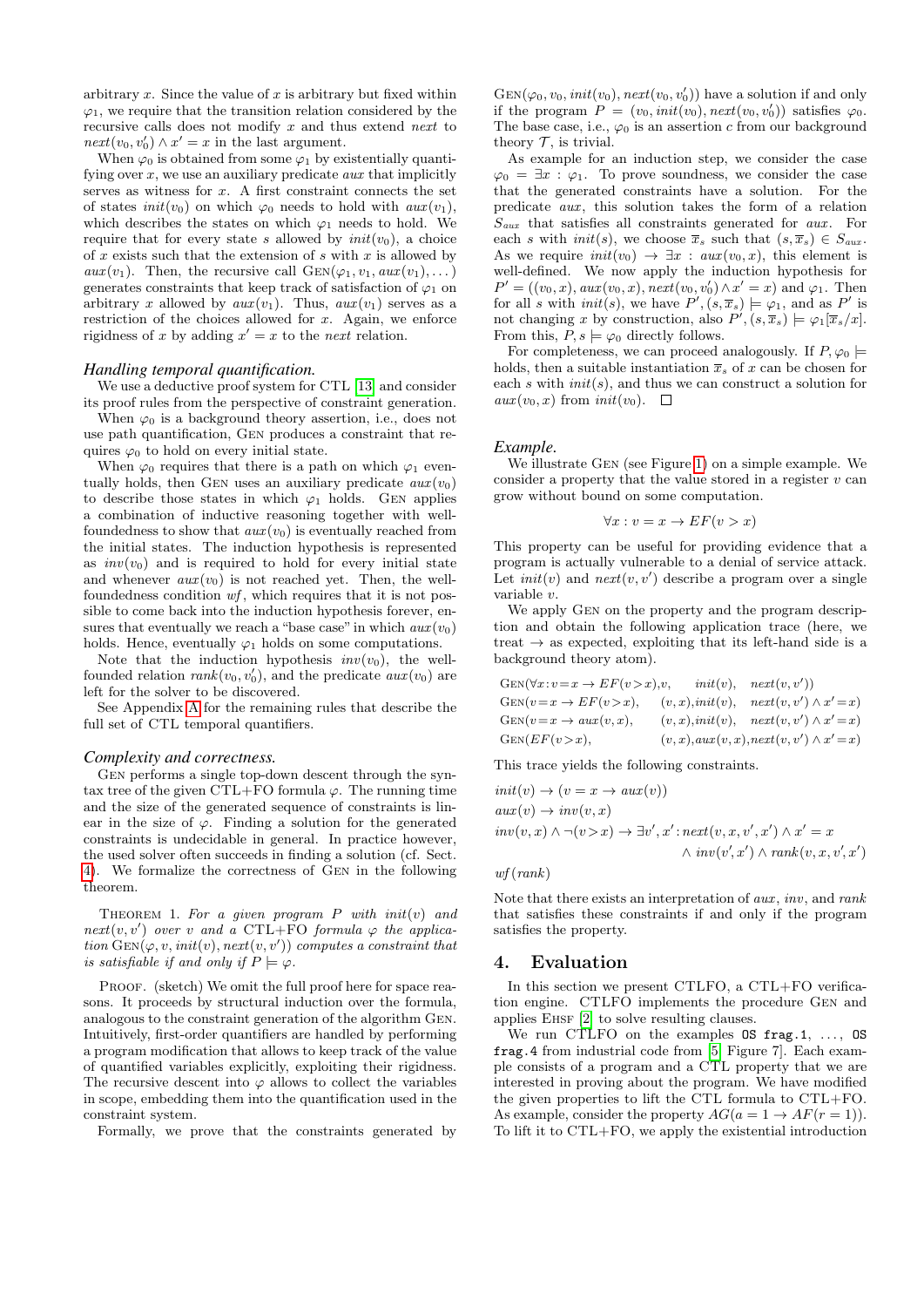arbitrary $x$. Since the value of $x$ is arbitrary but fixed within $\varphi_1$, we require that the transition relation considered by the recursive calls does not modify $x$ and thus extend $next$ to $next(v_0, v_0') \land x' = x$ in the last argument.

When $\varphi_0$ is obtained from some $\varphi_1$ by existentially quantifying over $x$, we use an auxiliary predicate $aux$ that implicitly serves as witness for $x$. A first constraint connects the set of states $init(v_0)$ on which $\varphi_0$ needs to hold with $aux(v_1)$, which describes the states on which $\varphi_1$ needs to hold. We require that for every state $s$ allowed by $init(v_0)$, a choice of $x$ exists such that the extension of $s$ with $x$ is allowed by $aux(v_1)$. Then, the recursive call $\text{GEN}(\varphi_1, v_1, aux(v_1), \dots)$ generates constraints that keep track of satisfaction of $\varphi_1$ on arbitrary $x$ allowed by $aux(v_1)$. Thus, $aux(v_1)$ serves as a restriction of the choices allowed for $x$. Again, we enforce rigidness of $x$ by adding $x' = x$ to the $next$ relation.

### *Handling temporal quantification.*

We use a deductive proof system for CTL [13] and consider its proof rules from the perspective of constraint generation.

When $\varphi_0$ is a background theory assertion, i.e., does not use path quantification, GEN produces a constraint that requires $\varphi_0$ to hold on every initial state.

When $\varphi_0$ requires that there is a path on which $\varphi_1$ eventually holds, then GEN uses an auxiliary predicate $aux(v_0)$ to describe those states in which $\varphi_1$ holds. GEN applies a combination of induction reasoning together with well-foundedness to show that $aux(v_0)$ is eventually reached from the initial states. The induction hypothesis is represented as $inv(v_0)$ and is required to hold for every initial state and whenever $aux(v_0)$ is not reached yet. Then, the well-foundedness condition $wf$, which requires that it is not possible to come back into the induction hypothesis forever, ensures that eventually we reach a "base case" in which $aux(v_0)$ holds. Hence, eventually $\varphi_1$ holds on some computations.

Note that the induction hypothesis $inv(v_0)$, the well-founded relation $rank(v_0, v_0')$, and the predicate $aux(v_0)$ are left for the solver to be discovered.

See Appendix A for the remaining rules that describe the full set of CTL temporal quantifiers.

### *Complexity and correctness.*

GEN performs a single top-down descent through the syntax tree of the given CTL+FO formula $\varphi$. The running time and the size of the generated sequence of constraints is linear in the size of $\varphi$. Finding a solution for the generated constraints is undecidable in general. In practice however, the used solver often succeeds in finding a solution (cf. Sect. 4). We formalize the correctness of GEN in the following theorem.

THEOREM 1. *For a given program $P$ with $init(v)$ and $next(v, v')$ over $v$ and a CTL+FO formula $\varphi$ the application $\text{GEN}(\varphi, v, init(v), next(v, v'))$ computes a constraint that is satisfiable if and only if $P \models \varphi$.*

PROOF. (sketch) We omit the full proof here for space reasons. It proceeds by structural induction over the formula, analogous to the constraint generation of the algorithm GEN. Intuitively, first-order quantifiers are handled by performing a program modification that allows to keep track of the value of quantified variables explicitly, exploiting their rigidness. The recursive descent into $\varphi$ allows to collect the variables in scope, embedding them into the quantification used in the constraint system.

Formally, we prove that the constraints generated by $\text{GEN}(\varphi_0, v_0, init(v_0), next(v_0, v_0'))$ have a solution if and only if the program $P = (v_0, init(v_0), next(v_0, v_0'))$ satisfies $\varphi_0$. The base case, i.e., $\varphi_0$ is an assertion $c$ from our background theory $\mathcal{T}$, is trivial.

As example for an induction step, we consider the case $\varphi_0 = \exists x : \varphi_1$. To prove soundness, we consider the case that the generated constraints have a solution. For the predicate $aux$, this solution takes the form of a relation $S_{aux}$ that satisfies all constraints generated for $aux$. For each $s$ with $init(s)$, we choose $\overline{x}_s$ such that $(s, \overline{x}_s) \in S_{aux}$. As we require $init(v_0) \to \exists x : aux(v_0, x)$, this element is well-defined. We now apply the induction hypothesis for $P' = ((v_0, x), aux(v_0, x), next(v_0, v_0') \land x' = x)$ and $\varphi_1$. Then for all $s$ with $init(s)$, we have $P', (s, \overline{x}_s) \models \varphi_1$, and as $P'$ is not changing $x$ by construction, also $P', (s, \overline{x}_s) \models \varphi_1[\overline{x}_s/x]$. From this, $P, s \models \varphi_0$ directly follows.

For completeness, we can proceed analogously. If $P, \varphi_0 \models$ holds, then a suitable instantiation $\overline{x}_s$ of $x$ can be chosen for each $s$ with $init(s)$, and thus we can construct a solution for $aux(v_0, x)$ from $init(v_0)$. $\square$

### *Example.*

We illustrate GEN (see Figure 1) on a simple example. We consider a property that the value stored in a register $v$ can grow without bound on some computation.

$$\forall x : v = x \to EF(v > x)$$

This property can be useful for providing evidence that a program is actually vulnerable to a denial of service attack. Let $init(v)$ and $next(v, v')$ describe a program over a single variable $v$.

We apply GEN on the property and the program description and obtain the following application trace (here, we treat $\to$ as expected, exploiting that its left-hand side is a background theory atom).

$$\begin{array}{lll}
\text{GEN}(\forall x{:}v{=}x \to EF(v{>}x), v, & init(v), & next(v, v')) \\
\text{GEN}(v{=}x \to EF(v{>}x), & (v, x), init(v), & next(v, v') \land x'{=}x) \\
\text{GEN}(v{=}x \to aux(v, x), & (v, x), init(v), & next(v, v') \land x'{=}x) \\
\text{GEN}(EF(v{>}x), & (v, x), aux(v, x), & next(v, v') \land x'{=}x)
\end{array}$$

This trace yields the following constraints.

$$\begin{array}{l}
init(v) \to (v = x \to aux(v)) \\
aux(v) \to inv(v, x) \\
inv(v, x) \land \neg(v{>}x) \to \exists v', x' : next(v, x, v', x') \land x' = x \\
\qquad\qquad\qquad\qquad \land\ inv(v', x') \land rank(v, x, v', x') \\
wf(rank)
\end{array}$$

Note that there exists an interpretation of $aux$, $inv$, and $rank$ that satisfies these constraints if and only if the program satisfies the property.

## 4. Evaluation

In this section we present CTLFO, a CTL+FO verification engine. CTLFO implements the procedure GEN and applies EHSF [2] to solve resulting clauses.

We run CTLFO on the examples `OS frag.1`, ..., `OS frag.4` from industrial code from [5, Figure 7]. Each example consists of a program and a CTL property that we are interested in proving about the program. We have modified the given properties to lift the CTL formula to CTL+FO. As example, consider the property $AG(a = 1 \to AF(r = 1))$. To lift it to CTL+FO, we apply the existential introduction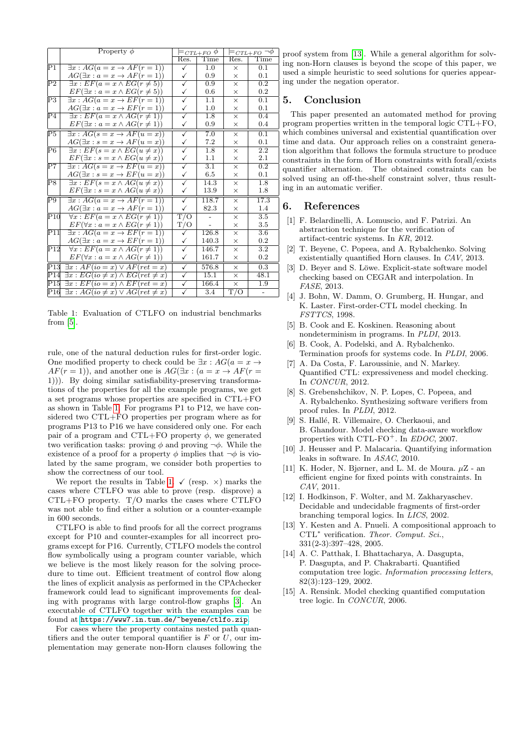| | Property $\phi$ | $\models_{CTL+FO}\ \phi$ | | $\models_{CTL+FO}\ \neg\phi$ | |
|---|---|---|---|---|---|
| | | Res. | Time | Res. | Time |
| P1 | $\exists x : AG(a = x \rightarrow AF(r = 1))$ | ✓ | 1.0 | × | 0.1 |
| | $AG(\exists x : a = x \rightarrow AF(r = 1))$ | ✓ | 0.9 | × | 0.1 |
| P2 | $\exists x : EF(a = x \wedge EG(r \neq 5))$ | ✓ | 0.9 | × | 0.2 |
| | $EF(\exists x : a = x \wedge EG(r \neq 5))$ | ✓ | 0.6 | × | 0.2 |
| P3 | $\exists x : AG(a = x \rightarrow EF(r = 1))$ | ✓ | 1.1 | × | 0.1 |
| | $AG(\exists x : a = x \rightarrow EF(r = 1))$ | ✓ | 1.0 | × | 0.1 |
| P4 | $\exists x : EF(a = x \wedge AG(r \neq 1))$ | ✓ | 1.8 | × | 0.4 |
| | $EF(\exists x : a = x \wedge AG(r \neq 1))$ | ✓ | 0.9 | × | 0.4 |
| P5 | $\exists x : AG(s = x \rightarrow AF(u = x))$ | ✓ | 7.0 | × | 0.1 |
| | $AG(\exists x : s = x \rightarrow AF(u = x))$ | ✓ | 7.2 | × | 0.1 |
| P6 | $\exists x : EF(s = x \wedge EG(u \neq x))$ | ✓ | 1.8 | × | 2.2 |
| | $EF(\exists x : s = x \wedge EG(u \neq x))$ | ✓ | 1.1 | × | 2.1 |
| P7 | $\exists x : AG(s = x \rightarrow EF(u = x))$ | ✓ | 3.1 | × | 0.2 |
| | $AG(\exists x : s = x \rightarrow EF(u = x))$ | ✓ | 6.5 | × | 0.1 |
| P8 | $\exists x : EF(s = x \wedge AG(u \neq x))$ | ✓ | 14.3 | × | 1.8 |
| | $EF(\exists x : s = x \wedge AG(u \neq x))$ | ✓ | 13.9 | × | 1.8 |
| P9 | $\exists x : AG(a = x \rightarrow AF(r = 1))$ | ✓ | 118.7 | × | 17.3 |
| | $AG(\exists x : a = x \rightarrow AF(r = 1))$ | ✓ | 82.3 | × | 1.4 |
| P10 | $\forall x : EF(a = x \wedge EG(r \neq 1))$ | T/O | - | × | 3.5 |
| | $EF(\forall x : a = x \wedge EG(r \neq 1))$ | T/O | - | × | 3.5 |
| P11 | $\exists x : AG(a = x \rightarrow EF(r = 1))$ | ✓ | 126.8 | × | 3.6 |
| | $AG(\exists x : a = x \rightarrow EF(r = 1))$ | ✓ | 140.3 | × | 0.2 |
| P12 | $\forall x : EF(a = x \wedge AG(r \neq 1))$ | ✓ | 146.7 | × | 3.2 |
| | $EF(\forall x : a = x \wedge AG(r \neq 1))$ | ✓ | 161.7 | × | 0.2 |
| P13 | $\exists x : AF(io = x) \vee AF(ret = x)$ | ✓ | 576.8 | × | 0.3 |
| P14 | $\exists x : EG(io \neq x) \wedge EG(ret \neq x)$ | ✓ | 15.1 | × | 48.1 |
| P15 | $\exists x : EF(io = x) \wedge EF(ret = x)$ | ✓ | 166.4 | × | 1.9 |
| P16 | $\exists x : AG(io \neq x) \vee AG(ret \neq x)$ | ✓ | 3.4 | T/O | - |

Table 1: Evaluation of CTLFO on industrial benchmarks from [5].

rule, one of the natural deduction rules for first-order logic. One modified property to check could be $\exists x : AG(a = x \rightarrow AF(r = 1))$, and another one is $AG(\exists x : (a = x \rightarrow AF(r = 1)))$. By doing similar satisfiability-preserving transformations of the properties for all the example programs, we get a set programs whose properties are specified in CTL+FO as shown in Table 1. For programs P1 to P12, we have considered two CTL+FO properties per program where as for programs P13 to P16 we have considered only one. For each pair of a program and CTL+FO property $\phi$, we generated two verification tasks: proving $\phi$ and proving $\neg\phi$. While the existence of a proof for a property $\phi$ implies that $\neg\phi$ is violated by the same program, we consider both properties to show the correctness of our tool.

We report the results in Table 1. ✓ (resp. ×) marks the cases where CTLFO was able to prove (resp. disprove) a CTL+FO property. T/O marks the cases where CTLFO was not able to find either a solution or a counter-example in 600 seconds.

CTLFO is able to find proofs for all the correct programs except for P10 and counter-examples for all incorrect programs except for P16. Currently, CTLFO models the control flow symbolically using a program counter variable, which we believe is the most likely reason for the solving procedure to time out. Efficient treatment of control flow along the lines of explicit analysis as performed in the CPAchecker framework could lead to significant improvements for dealing with programs with large control-flow graphs [3]. An executable of CTLFO together with the examples can be found at https://www7.in.tum.de/~beyene/ctlfo.zip.

For cases where the property contains nested path quantifiers and the outer temporal quantifier is $F$ or $U$, our implementation may generate non-Horn clauses following the proof system from [13]. While a general algorithm for solving non-Horn clauses is beyond the scope of this paper, we used a simple heuristic to seed solutions for queries appearing under the negation operator.

## 5. Conclusion

This paper presented an automated method for proving program properties written in the temporal logic CTL+FO, which combines universal and existential quantification over time and data. Our approach relies on a constraint generation algorithm that follows the formula structure to produce constraints in the form of Horn constraints with forall/exists quantifier alternation. The obtained constraints can be solved using an off-the-shelf constraint solver, thus resulting in an automatic verifier.

## 6. References

[1] F. Belardinelli, A. Lomuscio, and F. Patrizi. An abstraction technique for the verification of artifact-centric systems. In *KR*, 2012.

[2] T. Beyene, C. Popeea, and A. Rybalchenko. Solving existentially quantified Horn clauses. In *CAV*, 2013.

[3] D. Beyer and S. Löwe. Explicit-state software model checking based on CEGAR and interpolation. In *FASE*, 2013.

[4] J. Bohn, W. Damm, O. Grumberg, H. Hungar, and K. Laster. First-order-CTL model checking. In *FSTTCS*, 1998.

[5] B. Cook and E. Koskinen. Reasoning about nondeterminism in programs. In *PLDI*, 2013.

[6] B. Cook, A. Podelski, and A. Rybalchenko. Termination proofs for systems code. In *PLDI*, 2006.

[7] A. Da Costa, F. Laroussinie, and N. Markey. Quantified CTL: expressiveness and model checking. In *CONCUR*, 2012.

[8] S. Grebenshchikov, N. P. Lopes, C. Popeea, and A. Rybalchenko. Synthesizing software verifiers from proof rules. In *PLDI*, 2012.

[9] S. Hallé, R. Villemaire, O. Cherkaoui, and B. Ghandour. Model checking data-aware workflow properties with CTL-FO$^{+}$. In *EDOC*, 2007.

[10] J. Heusser and P. Malacaria. Quantifying information leaks in software. In *ASAC*, 2010.

[11] K. Hoder, N. Bjørner, and L. M. de Moura. $\mu$Z - an efficient engine for fixed points with constraints. In *CAV*, 2011.

[12] I. Hodkinson, F. Wolter, and M. Zakharyaschev. Decidable and undecidable fragments of first-order branching temporal logics. In *LICS*, 2002.

[13] Y. Kesten and A. Pnueli. A compositional approach to CTL$^*$ verification. *Theor. Comput. Sci.*, 331(2-3):397–428, 2005.

[14] A. C. Patthak, I. Bhattacharya, A. Dasgupta, P. Dasgupta, and P. Chakrabarti. Quantified computation tree logic. *Information processing letters*, 82(3):123–129, 2002.

[15] A. Rensink. Model checking quantified computation tree logic. In *CONCUR*, 2006.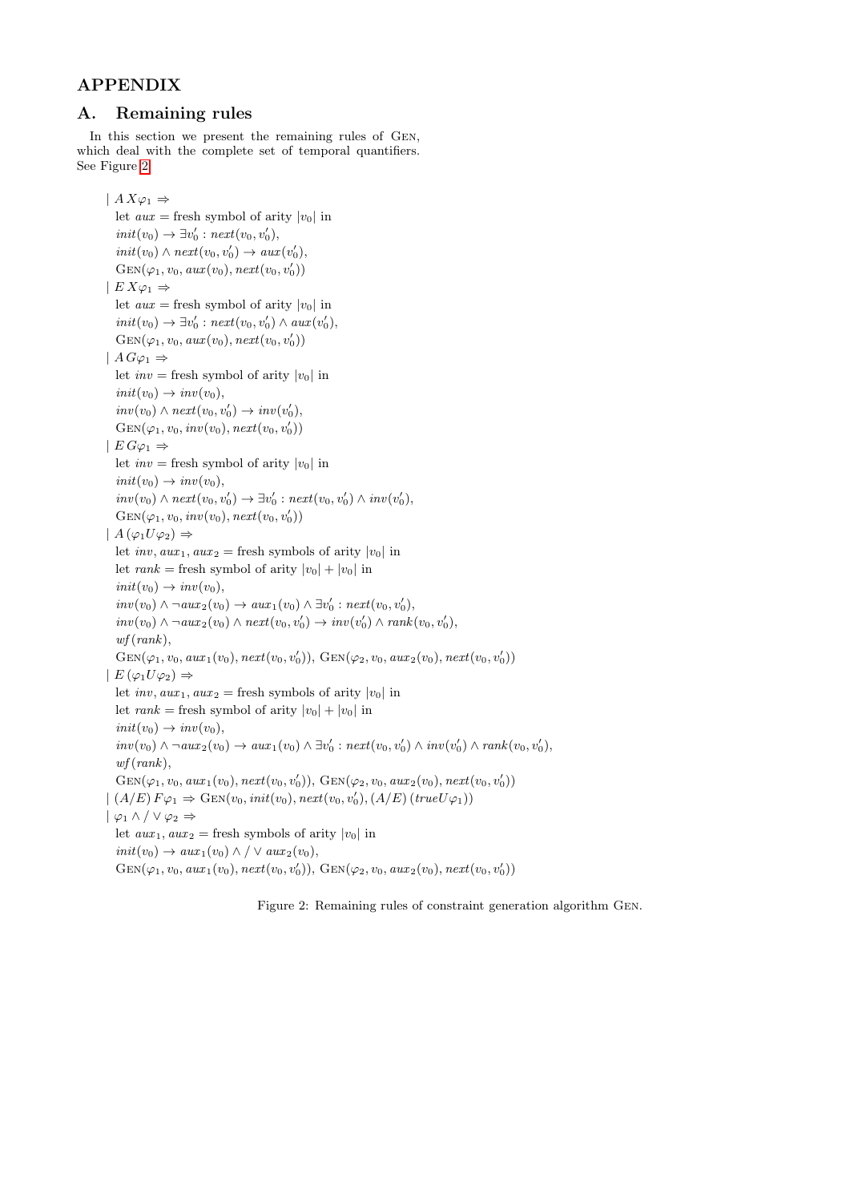## APPENDIX

## A. Remaining rules

In this section we present the remaining rules of GEN, which deal with the complete set of temporal quantifiers. See Figure 2.

$|\ A\,X\varphi_1 \Rightarrow$
let $aux$ = fresh symbol of arity $|v_0|$ in
$init(v_0) \rightarrow \exists v_0' : next(v_0, v_0')$,
$init(v_0) \wedge next(v_0, v_0') \rightarrow aux(v_0')$,
$\text{GEN}(\varphi_1, v_0, aux(v_0), next(v_0, v_0'))$

$|\ E\,X\varphi_1 \Rightarrow$
let $aux$ = fresh symbol of arity $|v_0|$ in
$init(v_0) \rightarrow \exists v_0' : next(v_0, v_0') \wedge aux(v_0')$,
$\text{GEN}(\varphi_1, v_0, aux(v_0), next(v_0, v_0'))$

$|\ A\,G\varphi_1 \Rightarrow$
let $inv$ = fresh symbol of arity $|v_0|$ in
$init(v_0) \rightarrow inv(v_0)$,
$inv(v_0) \wedge next(v_0, v_0') \rightarrow inv(v_0')$,
$\text{GEN}(\varphi_1, v_0, inv(v_0), next(v_0, v_0'))$

$|\ E\,G\varphi_1 \Rightarrow$
let $inv$ = fresh symbol of arity $|v_0|$ in
$init(v_0) \rightarrow inv(v_0)$,
$inv(v_0) \wedge next(v_0, v_0') \rightarrow \exists v_0' : next(v_0, v_0') \wedge inv(v_0')$,
$\text{GEN}(\varphi_1, v_0, inv(v_0), next(v_0, v_0'))$

$|\ A\,(\varphi_1 U \varphi_2) \Rightarrow$
let $inv, aux_1, aux_2$ = fresh symbols of arity $|v_0|$ in
let $rank$ = fresh symbol of arity $|v_0| + |v_0|$ in
$init(v_0) \rightarrow inv(v_0)$,
$inv(v_0) \wedge \neg aux_2(v_0) \rightarrow aux_1(v_0) \wedge \exists v_0' : next(v_0, v_0')$,
$inv(v_0) \wedge \neg aux_2(v_0) \wedge next(v_0, v_0') \rightarrow inv(v_0') \wedge rank(v_0, v_0')$,
$wf(rank)$,
$\text{GEN}(\varphi_1, v_0, aux_1(v_0), next(v_0, v_0'))$, $\text{GEN}(\varphi_2, v_0, aux_2(v_0), next(v_0, v_0'))$

$|\ E\,(\varphi_1 U \varphi_2) \Rightarrow$
let $inv, aux_1, aux_2$ = fresh symbols of arity $|v_0|$ in
let $rank$ = fresh symbol of arity $|v_0| + |v_0|$ in
$init(v_0) \rightarrow inv(v_0)$,
$inv(v_0) \wedge \neg aux_2(v_0) \rightarrow aux_1(v_0) \wedge \exists v_0' : next(v_0, v_0') \wedge inv(v_0') \wedge rank(v_0, v_0')$,
$wf(rank)$,
$\text{GEN}(\varphi_1, v_0, aux_1(v_0), next(v_0, v_0'))$, $\text{GEN}(\varphi_2, v_0, aux_2(v_0), next(v_0, v_0'))$

$|\ (A/E)\,F\varphi_1 \Rightarrow \text{GEN}(v_0, init(v_0), next(v_0, v_0'), (A/E)\,(true U \varphi_1))$

$|\ \varphi_1 \wedge / \vee\ \varphi_2 \Rightarrow$
let $aux_1, aux_2$ = fresh symbols of arity $|v_0|$ in
$init(v_0) \rightarrow aux_1(v_0) \wedge / \vee\ aux_2(v_0)$,
$\text{GEN}(\varphi_1, v_0, aux_1(v_0), next(v_0, v_0'))$, $\text{GEN}(\varphi_2, v_0, aux_2(v_0), next(v_0, v_0'))$

Figure 2: Remaining rules of constraint generation algorithm GEN.